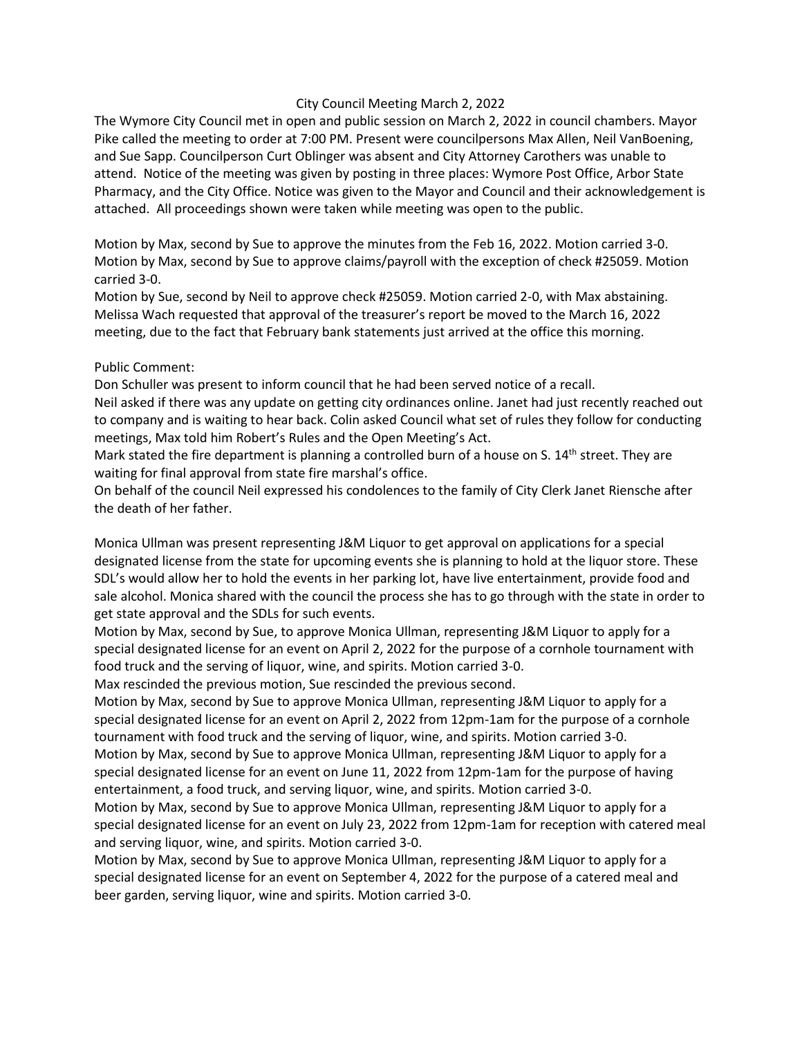# City Council Meeting March 2, 2022

The Wymore City Council met in open and public session on March 2, 2022 in council chambers. Mayor Pike called the meeting to order at 7:00 PM. Present were councilpersons Max Allen, Neil VanBoening, and Sue Sapp. Councilperson Curt Oblinger was absent and City Attorney Carothers was unable to attend. Notice of the meeting was given by posting in three places: Wymore Post Office, Arbor State Pharmacy, and the City Office. Notice was given to the Mayor and Council and their acknowledgement is attached. All proceedings shown were taken while meeting was open to the public.

Motion by Max, second by Sue to approve the minutes from the Feb 16, 2022. Motion carried 3-0.
Motion by Max, second by Sue to approve claims/payroll with the exception of check #25059. Motion carried 3-0.
Motion by Sue, second by Neil to approve check #25059. Motion carried 2-0, with Max abstaining.
Melissa Wach requested that approval of the treasurer's report be moved to the March 16, 2022 meeting, due to the fact that February bank statements just arrived at the office this morning.

Public Comment:
Don Schuller was present to inform council that he had been served notice of a recall.
Neil asked if there was any update on getting city ordinances online. Janet had just recently reached out to company and is waiting to hear back. Colin asked Council what set of rules they follow for conducting meetings, Max told him Robert's Rules and the Open Meeting's Act.
Mark stated the fire department is planning a controlled burn of a house on S. 14th street. They are waiting for final approval from state fire marshal's office.
On behalf of the council Neil expressed his condolences to the family of City Clerk Janet Riensche after the death of her father.

Monica Ullman was present representing J&M Liquor to get approval on applications for a special designated license from the state for upcoming events she is planning to hold at the liquor store. These SDL's would allow her to hold the events in her parking lot, have live entertainment, provide food and sale alcohol. Monica shared with the council the process she has to go through with the state in order to get state approval and the SDLs for such events.
Motion by Max, second by Sue, to approve Monica Ullman, representing J&M Liquor to apply for a special designated license for an event on April 2, 2022 for the purpose of a cornhole tournament with food truck and the serving of liquor, wine, and spirits. Motion carried 3-0.
Max rescinded the previous motion, Sue rescinded the previous second.
Motion by Max, second by Sue to approve Monica Ullman, representing J&M Liquor to apply for a special designated license for an event on April 2, 2022 from 12pm-1am for the purpose of a cornhole tournament with food truck and the serving of liquor, wine, and spirits. Motion carried 3-0.
Motion by Max, second by Sue to approve Monica Ullman, representing J&M Liquor to apply for a special designated license for an event on June 11, 2022 from 12pm-1am for the purpose of having entertainment, a food truck, and serving liquor, wine, and spirits. Motion carried 3-0.
Motion by Max, second by Sue to approve Monica Ullman, representing J&M Liquor to apply for a special designated license for an event on July 23, 2022 from 12pm-1am for reception with catered meal and serving liquor, wine, and spirits. Motion carried 3-0.
Motion by Max, second by Sue to approve Monica Ullman, representing J&M Liquor to apply for a special designated license for an event on September 4, 2022 for the purpose of a catered meal and beer garden, serving liquor, wine and spirits. Motion carried 3-0.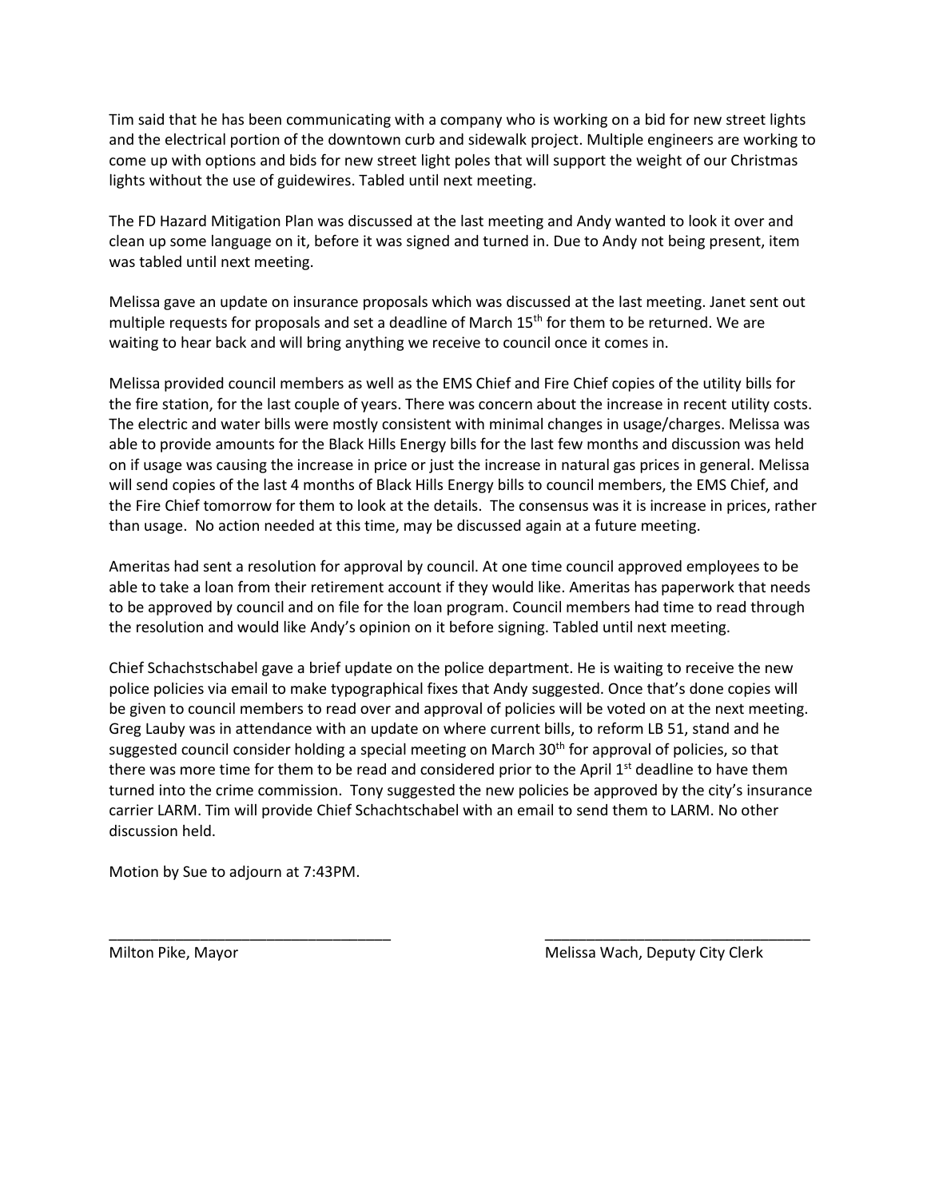Tim said that he has been communicating with a company who is working on a bid for new street lights and the electrical portion of the downtown curb and sidewalk project. Multiple engineers are working to come up with options and bids for new street light poles that will support the weight of our Christmas lights without the use of guidewires. Tabled until next meeting.

The FD Hazard Mitigation Plan was discussed at the last meeting and Andy wanted to look it over and clean up some language on it, before it was signed and turned in. Due to Andy not being present, item was tabled until next meeting.

Melissa gave an update on insurance proposals which was discussed at the last meeting. Janet sent out multiple requests for proposals and set a deadline of March 15th for them to be returned. We are waiting to hear back and will bring anything we receive to council once it comes in.

Melissa provided council members as well as the EMS Chief and Fire Chief copies of the utility bills for the fire station, for the last couple of years. There was concern about the increase in recent utility costs. The electric and water bills were mostly consistent with minimal changes in usage/charges. Melissa was able to provide amounts for the Black Hills Energy bills for the last few months and discussion was held on if usage was causing the increase in price or just the increase in natural gas prices in general. Melissa will send copies of the last 4 months of Black Hills Energy bills to council members, the EMS Chief, and the Fire Chief tomorrow for them to look at the details. The consensus was it is increase in prices, rather than usage. No action needed at this time, may be discussed again at a future meeting.

Ameritas had sent a resolution for approval by council. At one time council approved employees to be able to take a loan from their retirement account if they would like. Ameritas has paperwork that needs to be approved by council and on file for the loan program. Council members had time to read through the resolution and would like Andy's opinion on it before signing. Tabled until next meeting.

Chief Schachstschabel gave a brief update on the police department. He is waiting to receive the new police policies via email to make typographical fixes that Andy suggested. Once that's done copies will be given to council members to read over and approval of policies will be voted on at the next meeting. Greg Lauby was in attendance with an update on where current bills, to reform LB 51, stand and he suggested council consider holding a special meeting on March 30th for approval of policies, so that there was more time for them to be read and considered prior to the April 1st deadline to have them turned into the crime commission. Tony suggested the new policies be approved by the city's insurance carrier LARM. Tim will provide Chief Schachtschabel with an email to send them to LARM. No other discussion held.

Motion by Sue to adjourn at 7:43PM.

\_\_\_\_\_\_\_\_\_\_\_\_\_\_\_\_\_\_\_\_\_\_\_\_\_\_\_\_\_\_\_\_\_\_\_\_
Milton Pike, Mayor

\_\_\_\_\_\_\_\_\_\_\_\_\_\_\_\_\_\_\_\_\_\_\_\_\_\_\_\_\_\_\_\_\_\_\_\_
Melissa Wach, Deputy City Clerk